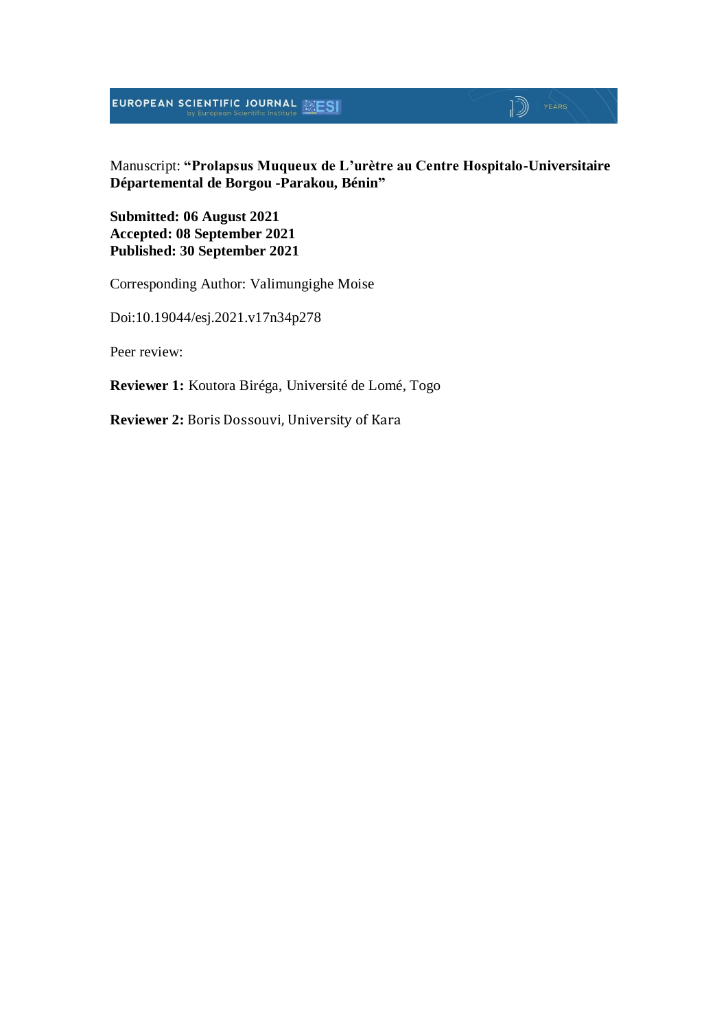Manuscript: **"Prolapsus Muqueux de L'urètre au Centre Hospitalo-Universitaire Départemental de Borgou -Parakou, Bénin"**

**Submitted: 06 August 2021**
**Accepted: 08 September 2021**
**Published: 30 September 2021**

Corresponding Author: Valimungighe Moise

Doi:10.19044/esj.2021.v17n34p278

Peer review:

**Reviewer 1:** Koutora Biréga, Université de Lomé, Togo

**Reviewer 2:** Boris Dossouvi, University of Kara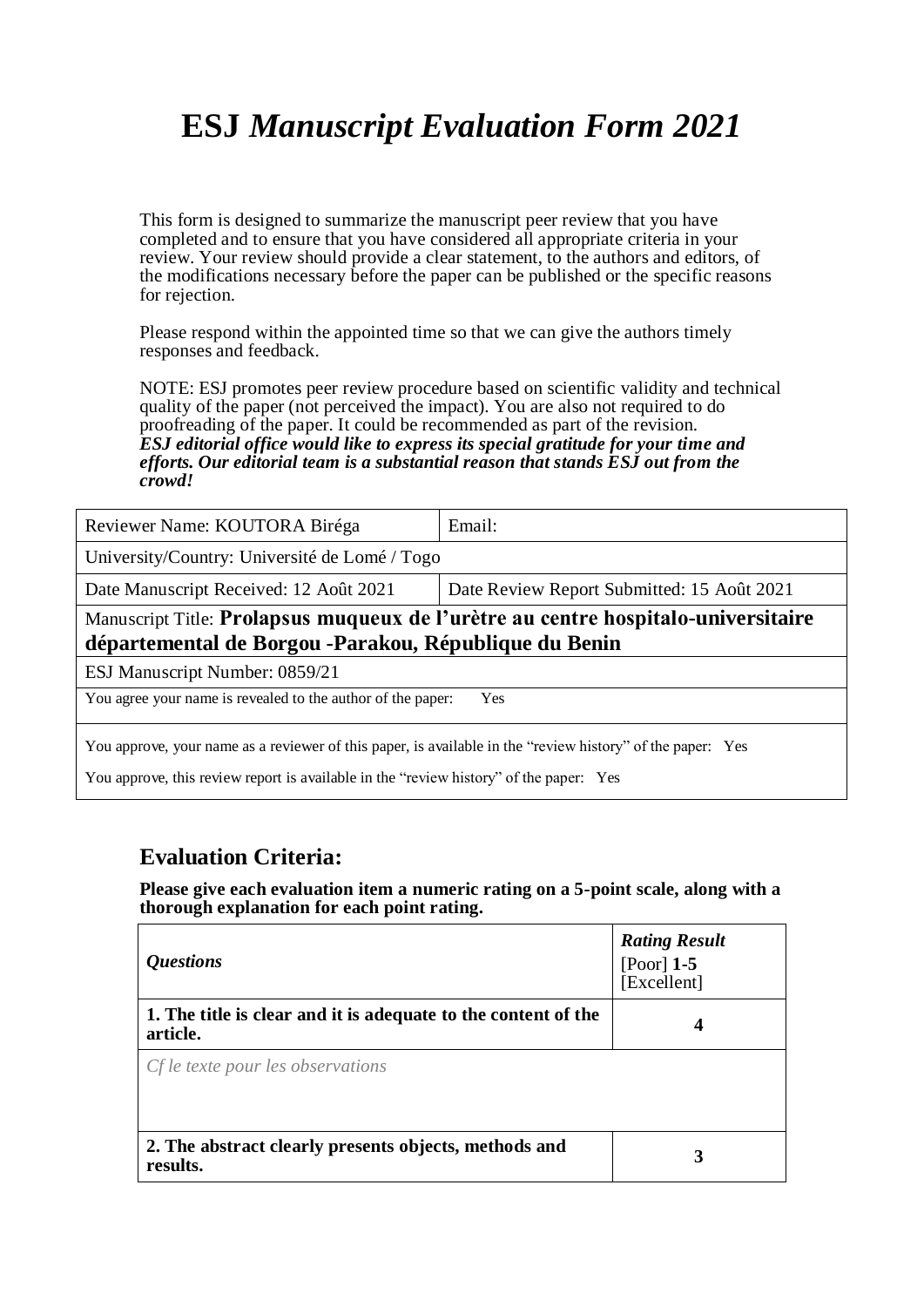# ESJ *Manuscript Evaluation Form 2021*

This form is designed to summarize the manuscript peer review that you have completed and to ensure that you have considered all appropriate criteria in your review. Your review should provide a clear statement, to the authors and editors, of the modifications necessary before the paper can be published or the specific reasons for rejection.

Please respond within the appointed time so that we can give the authors timely responses and feedback.

NOTE: ESJ promotes peer review procedure based on scientific validity and technical quality of the paper (not perceived the impact). You are also not required to do proofreading of the paper. It could be recommended as part of the revision.
***ESJ editorial office would like to express its special gratitude for your time and efforts. Our editorial team is a substantial reason that stands ESJ out from the crowd!***

| Reviewer Name: KOUTORA Biréga | Email: |
|---|---|
| University/Country: Université de Lomé / Togo | |
| Date Manuscript Received: 12 Août 2021 | Date Review Report Submitted: 15 Août 2021 |
| Manuscript Title: **Prolapsus muqueux de l'urètre au centre hospitalo-universitaire départemental de Borgou -Parakou, République du Benin** | |
| ESJ Manuscript Number: 0859/21 | |
| You agree your name is revealed to the author of the paper: Yes | |
| You approve, your name as a reviewer of this paper, is available in the "review history" of the paper: Yes<br>You approve, this review report is available in the "review history" of the paper: Yes | |

## Evaluation Criteria:

**Please give each evaluation item a numeric rating on a 5-point scale, along with a thorough explanation for each point rating.**

| ***Questions*** | ***Rating Result*** [Poor] **1-5** [Excellent] |
|---|---|
| **1. The title is clear and it is adequate to the content of the article.** | **4** |
| *Cf le texte pour les observations* | |
| **2. The abstract clearly presents objects, methods and results.** | **3** |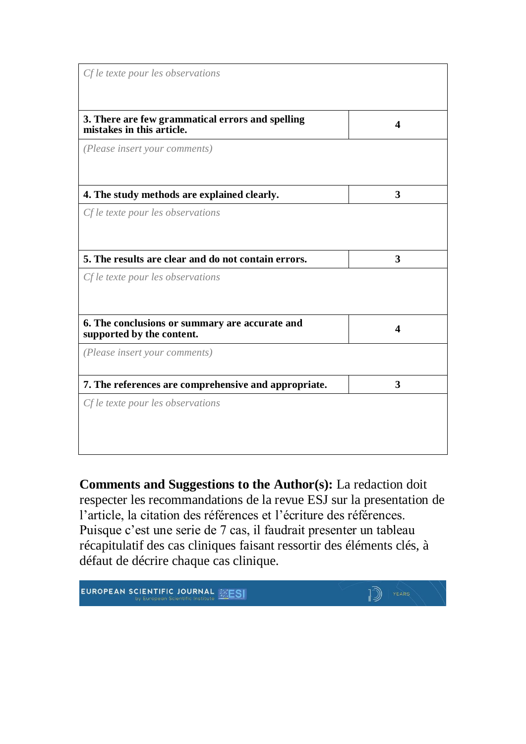| | |
|---|---|
| *Cf le texte pour les observations* | |
| **3. There are few grammatical errors and spelling mistakes in this article.** | **4** |
| *(Please insert your comments)* | |
| **4. The study methods are explained clearly.** | **3** |
| *Cf le texte pour les observations* | |
| **5. The results are clear and do not contain errors.** | **3** |
| *Cf le texte pour les observations* | |
| **6. The conclusions or summary are accurate and supported by the content.** | **4** |
| *(Please insert your comments)* | |
| **7. The references are comprehensive and appropriate.** | **3** |
| *Cf le texte pour les observations* | |

**Comments and Suggestions to the Author(s):** La redaction doit respecter les recommandations de la revue ESJ sur la presentation de l'article, la citation des références et l'écriture des références. Puisque c'est une serie de 7 cas, il faudrait presenter un tableau récapitulatif des cas cliniques faisant ressortir des éléments clés, à défaut de décrire chaque cas clinique.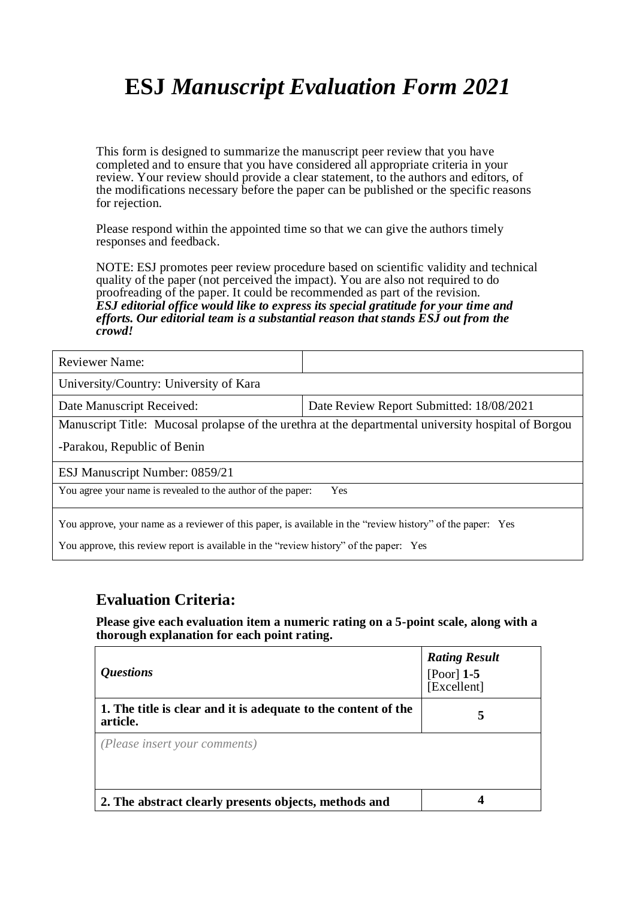# ESJ *Manuscript Evaluation Form 2021*

This form is designed to summarize the manuscript peer review that you have completed and to ensure that you have considered all appropriate criteria in your review. Your review should provide a clear statement, to the authors and editors, of the modifications necessary before the paper can be published or the specific reasons for rejection.

Please respond within the appointed time so that we can give the authors timely responses and feedback.

NOTE: ESJ promotes peer review procedure based on scientific validity and technical quality of the paper (not perceived the impact). You are also not required to do proofreading of the paper. It could be recommended as part of the revision.
***ESJ editorial office would like to express its special gratitude for your time and efforts. Our editorial team is a substantial reason that stands ESJ out from the crowd!***

| Reviewer Name: | |
|---|---|
| University/Country: University of Kara | |
| Date Manuscript Received: | Date Review Report Submitted: 18/08/2021 |
| Manuscript Title: Mucosal prolapse of the urethra at the departmental university hospital of Borgou -Parakou, Republic of Benin | |
| ESJ Manuscript Number: 0859/21 | |
| You agree your name is revealed to the author of the paper: Yes | |
| You approve, your name as a reviewer of this paper, is available in the "review history" of the paper: Yes<br>You approve, this review report is available in the "review history" of the paper: Yes | |

## Evaluation Criteria:

**Please give each evaluation item a numeric rating on a 5-point scale, along with a thorough explanation for each point rating.**

| *Questions* | ***Rating Result*** [Poor] **1-5** [Excellent] |
|---|---|
| **1. The title is clear and it is adequate to the content of the article.** | **5** |
| *(Please insert your comments)* | |
| **2. The abstract clearly presents objects, methods and** | **4** |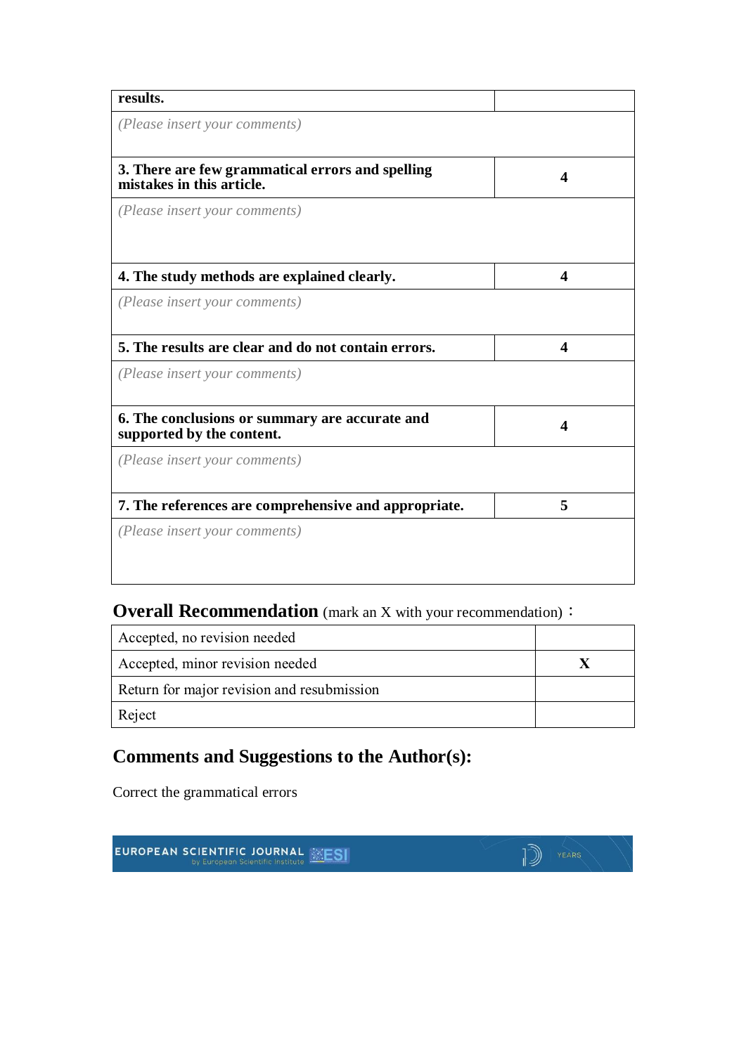| | |
|---|---|
| **results.** | |
| *(Please insert your comments)* | |
| **3. There are few grammatical errors and spelling mistakes in this article.** | **4** |
| *(Please insert your comments)* | |
| **4. The study methods are explained clearly.** | **4** |
| *(Please insert your comments)* | |
| **5. The results are clear and do not contain errors.** | **4** |
| *(Please insert your comments)* | |
| **6. The conclusions or summary are accurate and supported by the content.** | **4** |
| *(Please insert your comments)* | |
| **7. The references are comprehensive and appropriate.** | **5** |
| *(Please insert your comments)* | |

## Overall Recommendation (mark an X with your recommendation)：

| | |
|---|---|
| Accepted, no revision needed | |
| Accepted, minor revision needed | **X** |
| Return for major revision and resubmission | |
| Reject | |

## Comments and Suggestions to the Author(s):

Correct the grammatical errors